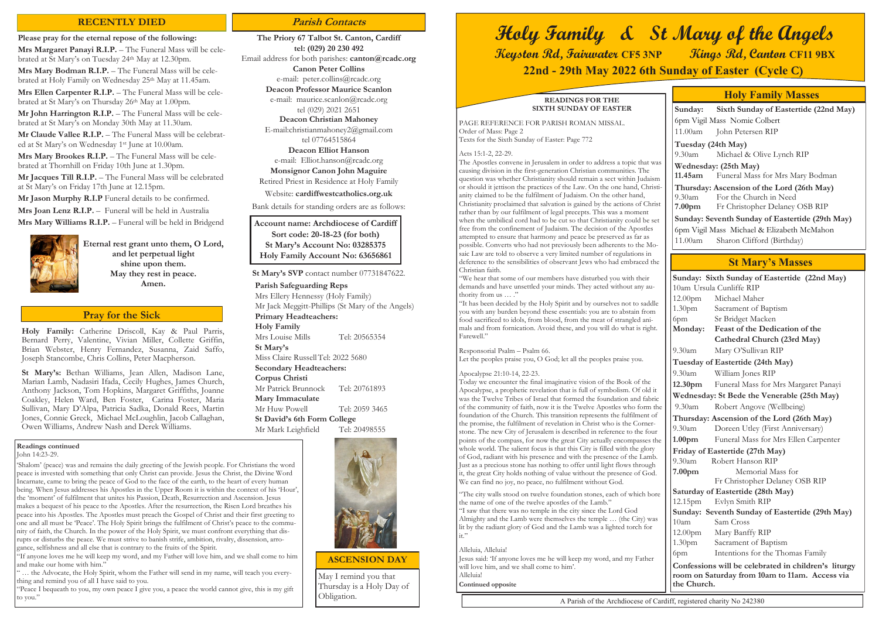# Holy Family & St Mary of the Angels

**Keyston Rd, Fairwater CF5 3NP** **Kings Rd, Canton CF11 9BX**

**22nd - 29th May 2022 6th Sunday of Easter (Cycle C)**

## RECENTLY DIED

**Please pray for the eternal repose of the following:**

**Mrs Margaret Panayi R.I.P.** – The Funeral Mass will be celebrated at St Mary's on Tuesday 24th May at 12.30pm.

**Mrs Mary Bodman R.I.P.** – The Funeral Mass will be celebrated at Holy Family on Wednesday 25th May at 11.45am.

**Mrs Ellen Carpenter R.I.P.** – The Funeral Mass will be celebrated at St Mary's on Thursday 26th May at 1.00pm.

**Mr John Harrington R.I.P.** – The Funeral Mass will be celebrated at St Mary's on Monday 30th May at 11.30am.

**Mr Claude Vallee R.I.P.** – The Funeral Mass will be celebrated at St Mary's on Wednesday 1st June at 10.00am.

**Mrs Mary Brookes R.I.P.** – The Funeral Mass will be celebrated at Thornhill on Friday 10th June at 1.30pm.

**Mr Jacques Till R.I.P.** – The Funeral Mass will be celebrated at St Mary's on Friday 17th June at 12.15pm.

**Mr Jason Murphy R.I.P** Funeral details to be confirmed.

**Mrs Joan Lenz R.I.P.** – Funeral will be held in Australia

**Mrs Mary Williams R.I.P.** – Funeral will be held in Bridgend

**Eternal rest grant unto them, O Lord, and let perpetual light shine upon them. May they rest in peace. Amen.**

## Pray for the Sick

**Holy Family:** Catherine Driscoll, Kay & Paul Parris, Bernard Perry, Valentine, Vivian Miller, Collette Griffin, Brian Webster, Henry Fernandez, Susanna, Zaid Saffo, Joseph Stancombe, Chris Collins, Peter Macpherson.

**St Mary's:** Bethan Williams, Jean Allen, Madison Lane, Marian Lamb, Nadasiri Ifada, Cecily Hughes, James Church, Anthony Jackson, Tom Hopkins, Margaret Griffiths, Joanne Coakley, Helen Ward, Ben Foster, Carina Foster, Maria Sullivan, Mary D'Alpa, Patricia Sadka, Donald Rees, Martin Jones, Connie Greck, Michael McLoughlin, Jacob Callaghan, Owen Williams, Andrew Nash and Derek Williams.

## Readings continued

John 14:23-29.

'Shalom' (peace) was and remains the daily greeting of the Jewish people. For Christians the word peace is invested with something that only Christ can provide. Jesus the Christ, the Divine Word Incarnate, came to bring the peace of God to the face of the earth, to the heart of every human being. When Jesus addresses his Apostles in the Upper Room it is within the context of his 'Hour', the 'moment' of fulfilment that unites his Passion, Death, Resurrection and Ascension. Jesus makes a bequest of his peace to the Apostles. After the resurrection, the Risen Lord breathes his peace into his Apostles. The Apostles must preach the Gospel of Christ and their first greeting to one and all must be 'Peace'. The Holy Spirit brings the fulfilment of Christ's peace to the community of faith, the Church. In the power of the Holy Spirit, we must confront everything that disrupts or disturbs the peace. We must strive to banish strife, ambition, rivalry, dissension, arrogance, selfishness and all else that is contrary to the fruits of the Spirit.

"If anyone loves me he will keep my word, and my Father will love him, and we shall come to him and make our home with him."

" … the Advocate, the Holy Spirit, whom the Father will send in my name, will teach you everything and remind you of all I have said to you.

"Peace I bequeath to you, my own peace I give you, a peace the world cannot give, this is my gift to you."

## Parish Contacts

**The Priory 67 Talbot St. Canton, Cardiff**
**tel: (029) 20 230 492**

Email address for both parishes: **canton@rcadc.org**

**Canon Peter Collins**
e-mail: peter.collins@rcadc.org

**Deacon Professor Maurice Scanlon**
e-mail: maurice.scanlon@rcadc.org
tel (029) 2021 2651

**Deacon Christian Mahoney**
E-mail:christianmahoney2@gmail.com
tel 07764515864

**Deacon Elliot Hanson**
e-mail: Elliot.hanson@rcadc.org

**Monsignor Canon John Maguire**
Retired Priest in Residence at Holy Family

Website: **cardiffwestcatholics.org.uk**

Bank details for standing orders are as follows:

**Account name: Archdiocese of Cardiff**
**Sort code: 20-18-23 (for both)**
**St Mary's Account No: 03285375**
**Holy Family Account No: 63656861**

**St Mary's SVP** contact number 07731847622.

**Parish Safeguarding Reps**
Mrs Ellery Hennessy (Holy Family)
Mr Jack Meggitt-Phillips (St Mary of the Angels)

**Primary Headteachers:**

**Holy Family**
Mrs Louise Mills Tel: 20565354

**St Mary's**
Miss Claire Russell Tel: 2022 5680

**Secondary Headteachers:**

**Corpus Christi**
Mr Patrick Brunnock Tel: 20761893

**Mary Immaculate**
Mr Huw Powell Tel: 2059 3465

**St David's 6th Form College**
Mr Mark Leighfield Tel: 20498555

## ASCENSION DAY

May I remind you that Thursday is a Holy Day of Obligation.

## READINGS FOR THE SIXTH SUNDAY OF EASTER

PAGE REFERENCE FOR PARISH ROMAN MISSAL.
Order of Mass: Page 2
Texts for the Sixth Sunday of Easter: Page 772

Acts 15:1-2, 22-29.

The Apostles convene in Jerusalem in order to address a topic that was causing division in the first-generation Christian communities. The question was whether Christianity should remain a sect within Judaism or should it jettison the practices of the Law. On the one hand, Christianity claimed to be the fulfilment of Judaism. On the other hand, Christianity proclaimed that salvation is gained by the actions of Christ rather than by our fulfilment of legal precepts. This was a moment when the umbilical cord had to be cut so that Christianity could be set free from the confinement of Judaism. The decision of the Apostles attempted to ensure that harmony and peace be preserved as far as possible. Converts who had not previously been adherents to the Mosaic Law are told to observe a very limited number of regulations in deference to the sensibilities of observant Jews who had embraced the Christian faith.

"We hear that some of our members have disturbed you with their demands and have unsettled your minds. They acted without any authority from us … ."

"It has been decided by the Holy Spirit and by ourselves not to saddle you with any burden beyond these essentials: you are to abstain from food sacrificed to idols, from blood, from the meat of strangled animals and from fornication. Avoid these, and you will do what is right. Farewell."

Responsorial Psalm – Psalm 66.
Let the peoples praise you, O God; let all the peoples praise you.

Apocalypse 21:10-14, 22-23.

Today we encounter the final imaginative vision of the Book of the Apocalypse, a prophetic revelation that is full of symbolism. Of old it was the Twelve Tribes of Israel that formed the foundation and fabric of the community of faith, now it is the Twelve Apostles who form the foundation of the Church. This transition represents the fulfilment of the promise, the fulfilment of revelation in Christ who is the Cornerstone. The new City of Jerusalem is described in reference to the four points of the compass, for now the great City actually encompasses the whole world. The salient focus is that this City is filled with the glory of God, radiant with his presence and with the presence of the Lamb. Just as a precious stone has nothing to offer until light flows through it, the great City holds nothing of value without the presence of God. We can find no joy, no peace, no fulfilment without God.

"The city walls stood on twelve foundation stones, each of which bore the name of one of the twelve apostles of the Lamb."

"I saw that there was no temple in the city since the Lord God Almighty and the Lamb were themselves the temple … (the City) was lit by the radiant glory of God and the Lamb was a lighted torch for it."

Alleluia, Alleluia!
Jesus said: 'If anyone loves me he will keep my word, and my Father will love him, and we shall come to him'.
Alleluia!

**Continued opposite**

## Holy Family Masses

**Sunday: Sixth Sunday of Eastertide (22nd May)**
6pm Vigil Mass Nomie Colbert
11.00am John Petersen RIP

**Tuesday (24th May)**
9.30am Michael & Olive Lynch RIP

**Wednesday: (25th May)**
**11.45am** Funeral Mass for Mrs Mary Bodman

**Thursday: Ascension of the Lord (26th May)**
9.30am For the Church in Need
**7.00pm** Fr Christopher Delaney OSB RIP

**Sunday: Seventh Sunday of Eastertide (29th May)**
6pm Vigil Mass Michael & Elizabeth McMahon
11.00am Sharon Clifford (Birthday)

## St Mary's Masses

**Sunday: Sixth Sunday of Eastertide (22nd May)**
10am Ursula Cunliffe RIP
12.00pm Michael Maher
1.30pm Sacrament of Baptism
6pm Sr Bridget Macken

**Monday: Feast of the Dedication of the Cathedral Church (23rd May)**
9.30am Mary O'Sullivan RIP

**Tuesday of Eastertide (24th May)**
9.30am William Jones RIP
**12.30pm** Funeral Mass for Mrs Margaret Panayi

**Wednesday: St Bede the Venerable (25th May)**
9.30am Robert Angove (Wellbeing)

**Thursday: Ascension of the Lord (26th May)**
9.30am Doreen Utley (First Anniversary)
**1.00pm** Funeral Mass for Mrs Ellen Carpenter

**Friday of Eastertide (27th May)**
9.30am Robert Hanson RIP
**7.00pm** Memorial Mass for Fr Christopher Delaney OSB RIP

**Saturday of Eastertide (28th May)**
12.15pm Evlyn Smith RIP

**Sunday: Seventh Sunday of Eastertide (29th May)**
10am Sam Cross
12.00pm Mary Banffy RIP
1.30pm Sacrament of Baptism
6pm Intentions for the Thomas Family

**Confessions will be celebrated in children's liturgy room on Saturday from 10am to 11am. Access via the Church.**

A Parish of the Archdiocese of Cardiff, registered charity No 242380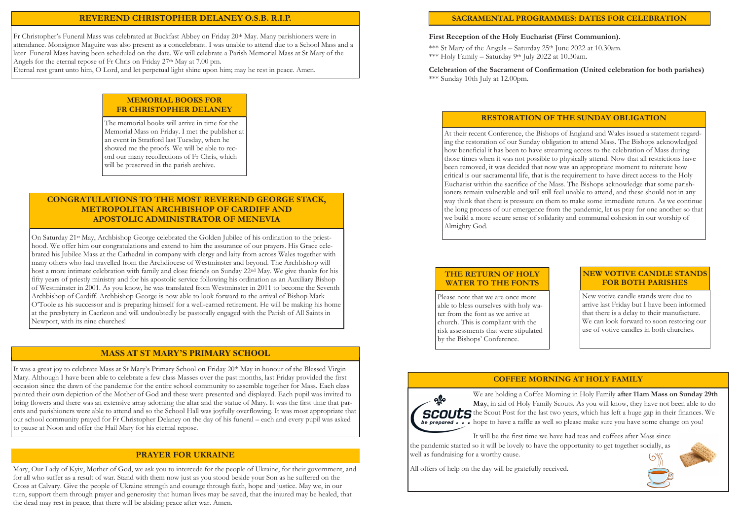## REVEREND CHRISTOPHER DELANEY O.S.B. R.I.P.

Fr Christopher's Funeral Mass was celebrated at Buckfast Abbey on Friday 20th May. Many parishioners were in attendance. Monsignor Maguire was also present as a concelebrant. I was unable to attend due to a School Mass and a later Funeral Mass having been scheduled on the date. We will celebrate a Parish Memorial Mass at St Mary of the Angels for the eternal repose of Fr Chris on Friday 27th May at 7.00 pm.
Eternal rest grant unto him, O Lord, and let perpetual light shine upon him; may he rest in peace. Amen.

## MEMORIAL BOOKS FOR FR CHRISTOPHER DELANEY

The memorial books will arrive in time for the Memorial Mass on Friday. I met the publisher at an event in Stratford last Tuesday, when he showed me the proofs. We will be able to record our many recollections of Fr Chris, which will be preserved in the parish archive.

## CONGRATULATIONS TO THE MOST REVEREND GEORGE STACK, METROPOLITAN ARCHBISHOP OF CARDIFF AND APOSTOLIC ADMINISTRATOR OF MENEVIA

On Saturday 21st May, Archbishop George celebrated the Golden Jubilee of his ordination to the priesthood. We offer him our congratulations and extend to him the assurance of our prayers. His Grace celebrated his Jubilee Mass at the Cathedral in company with clergy and laity from across Wales together with many others who had travelled from the Archdiocese of Westminster and beyond. The Archbishop will host a more intimate celebration with family and close friends on Sunday 22nd May. We give thanks for his fifty years of priestly ministry and for his apostolic service following his ordination as an Auxiliary Bishop of Westminster in 2001. As you know, he was translated from Westminster in 2011 to become the Seventh Archbishop of Cardiff. Archbishop George is now able to look forward to the arrival of Bishop Mark O'Toole as his successor and is preparing himself for a well-earned retirement. He will be making his home at the presbytery in Caerleon and will undoubtedly be pastorally engaged with the Parish of All Saints in Newport, with its nine churches!

## MASS AT ST MARY'S PRIMARY SCHOOL

It was a great joy to celebrate Mass at St Mary's Primary School on Friday 20th May in honour of the Blessed Virgin Mary. Although I have been able to celebrate a few class Masses over the past months, last Friday provided the first occasion since the dawn of the pandemic for the entire school community to assemble together for Mass. Each class painted their own depiction of the Mother of God and these were presented and displayed. Each pupil was invited to bring flowers and there was an extensive array adorning the altar and the statue of Mary. It was the first time that parents and parishioners were able to attend and so the School Hall was joyfully overflowing. It was most appropriate that our school community prayed for Fr Christopher Delaney on the day of his funeral – each and every pupil was asked to pause at Noon and offer the Hail Mary for his eternal repose.

## PRAYER FOR UKRAINE

Mary, Our Lady of Kyiv, Mother of God, we ask you to intercede for the people of Ukraine, for their government, and for all who suffer as a result of war. Stand with them now just as you stood beside your Son as he suffered on the Cross at Calvary. Give the people of Ukraine strength and courage through faith, hope and justice. May we, in our turn, support them through prayer and generosity that human lives may be saved, that the injured may be healed, that the dead may rest in peace, that there will be abiding peace after war. Amen.

## SACRAMENTAL PROGRAMMES: DATES FOR CELEBRATION

**First Reception of the Holy Eucharist (First Communion).**

*** St Mary of the Angels – Saturday 25th June 2022 at 10.30am.
*** Holy Family – Saturday 9th July 2022 at 10.30am.

**Celebration of the Sacrament of Confirmation (United celebration for both parishes)**
*** Sunday 10th July at 12.00pm.

## RESTORATION OF THE SUNDAY OBLIGATION

At their recent Conference, the Bishops of England and Wales issued a statement regarding the restoration of our Sunday obligation to attend Mass. The Bishops acknowledged how beneficial it has been to have streaming access to the celebration of Mass during those times when it was not possible to physically attend. Now that all restrictions have been removed, it was decided that now was an appropriate moment to reiterate how critical is our sacramental life, that is the requirement to have direct access to the Holy Eucharist within the sacrifice of the Mass. The Bishops acknowledge that some parishioners remain vulnerable and will still feel unable to attend, and these should not in any way think that there is pressure on them to make some immediate return. As we continue the long process of our emergence from the pandemic, let us pray for one another so that we build a more secure sense of solidarity and communal cohesion in our worship of Almighty God.

## THE RETURN OF HOLY WATER TO THE FONTS

Please note that we are once more able to bless ourselves with holy water from the font as we arrive at church. This is compliant with the risk assessments that were stipulated by the Bishops' Conference.

## NEW VOTIVE CANDLE STANDS FOR BOTH PARISHES

New votive candle stands were due to arrive last Friday but I have been informed that there is a delay to their manufacture. We can look forward to soon restoring our use of votive candles in both churches.

## COFFEE MORNING AT HOLY FAMILY

We are holding a Coffee Morning in Holy Family **after 11am Mass on Sunday 29th May**, in aid of Holy Family Scouts. As you will know, they have not been able to do the Scout Post for the last two years, which has left a huge gap in their finances. We hope to have a raffle as well so please make sure you have some change on you!

It will be the first time we have had teas and coffees after Mass since the pandemic started so it will be lovely to have the opportunity to get together socially, as well as fundraising for a worthy cause.

All offers of help on the day will be gratefully received.